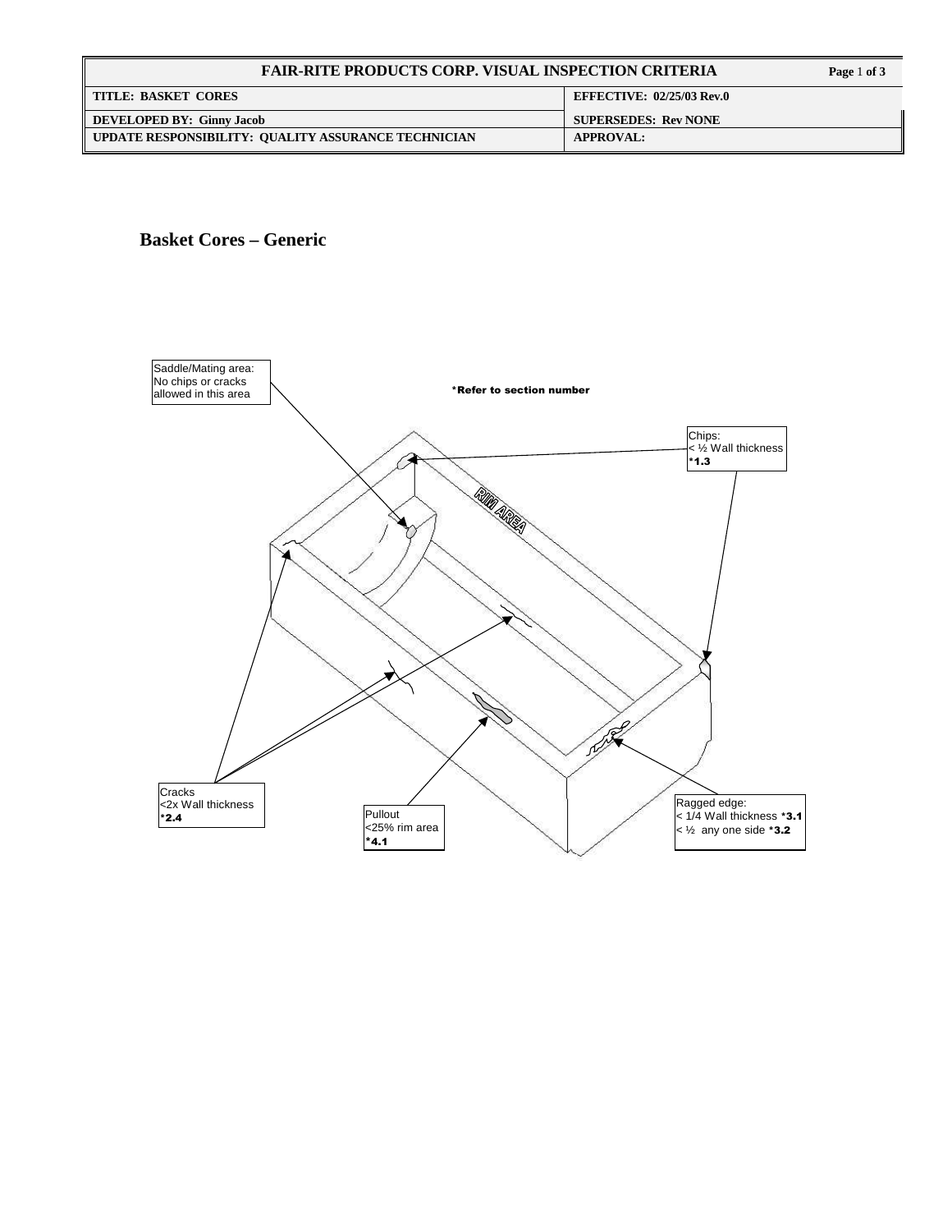| FAIR-RITE PRODUCTS CORP. VISUAL INSPECTION CRITERIA | |
|---|---|
| **TITLE: BASKET CORES** | **EFFECTIVE: 02/25/03 Rev.0** |
| **DEVELOPED BY: Ginny Jacob** | **SUPERSEDES: Rev NONE** |
| **UPDATE RESPONSIBILITY: QUALITY ASSURANCE TECHNICIAN** | **APPROVAL:** |

## Basket Cores – Generic

*Refer to section number

Saddle/Mating area:
No chips or cracks allowed in this area

Chips:
< ½ Wall thickness
*1.3

RIM AREA

Cracks
<2x Wall thickness
*2.4

Pullout
<25% rim area
*4.1

Ragged edge:
< 1/4 Wall thickness *3.1
< ½ any one side *3.2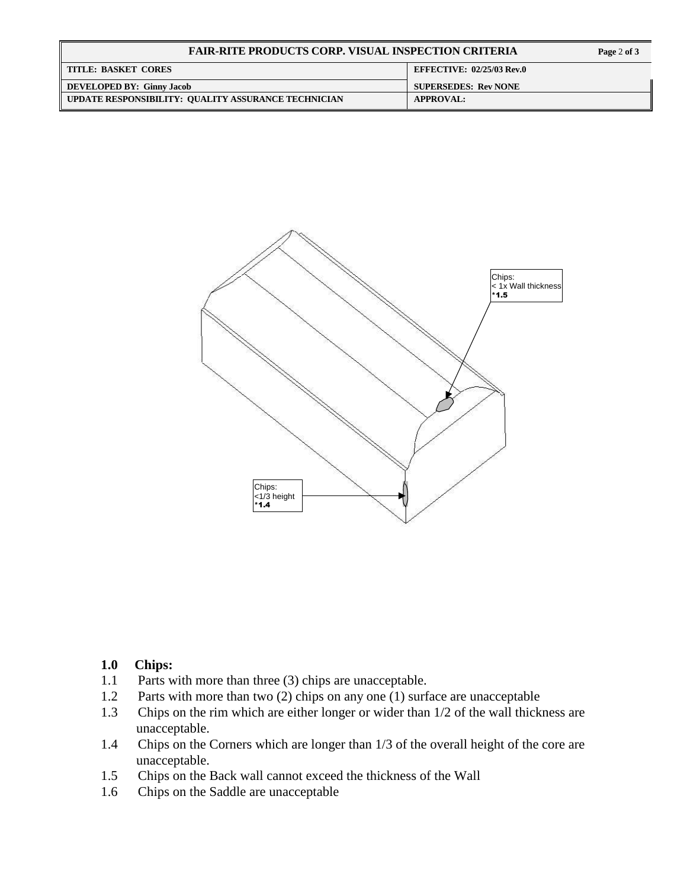| FAIR-RITE PRODUCTS CORP. VISUAL INSPECTION CRITERIA | |
| --- | --- |
| TITLE: BASKET CORES | EFFECTIVE: 02/25/03 Rev.0 |
| DEVELOPED BY: Ginny Jacob | SUPERSEDES: Rev NONE |
| UPDATE RESPONSIBILITY: QUALITY ASSURANCE TECHNICIAN | APPROVAL: |

Chips:
< 1x Wall thickness
*1.5

Chips:
<1/3 height
*1.4

**1.0 Chips:**

1.1 Parts with more than three (3) chips are unacceptable.

1.2 Parts with more than two (2) chips on any one (1) surface are unacceptable

1.3 Chips on the rim which are either longer or wider than 1/2 of the wall thickness are unacceptable.

1.4 Chips on the Corners which are longer than 1/3 of the overall height of the core are unacceptable.

1.5 Chips on the Back wall cannot exceed the thickness of the Wall

1.6 Chips on the Saddle are unacceptable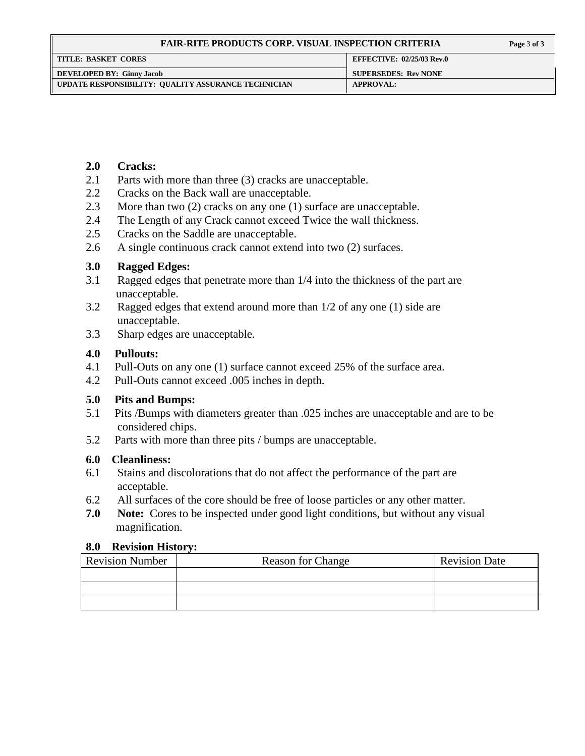**2.0 Cracks:**

2.1 Parts with more than three (3) cracks are unacceptable.
2.2 Cracks on the Back wall are unacceptable.
2.3 More than two (2) cracks on any one (1) surface are unacceptable.
2.4 The Length of any Crack cannot exceed Twice the wall thickness.
2.5 Cracks on the Saddle are unacceptable.
2.6 A single continuous crack cannot extend into two (2) surfaces.

**3.0 Ragged Edges:**

3.1 Ragged edges that penetrate more than 1/4 into the thickness of the part are unacceptable.
3.2 Ragged edges that extend around more than 1/2 of any one (1) side are unacceptable.
3.3 Sharp edges are unacceptable.

**4.0 Pullouts:**

4.1 Pull-Outs on any one (1) surface cannot exceed 25% of the surface area.
4.2 Pull-Outs cannot exceed .005 inches in depth.

**5.0 Pits and Bumps:**

5.1 Pits /Bumps with diameters greater than .025 inches are unacceptable and are to be considered chips.
5.2 Parts with more than three pits / bumps are unacceptable.

**6.0 Cleanliness:**

6.1 Stains and discolorations that do not affect the performance of the part are acceptable.
6.2 All surfaces of the core should be free of loose particles or any other matter.

**7.0 Note:** Cores to be inspected under good light conditions, but without any visual magnification.

**8.0 Revision History:**

| Revision Number | Reason for Change | Revision Date |
|---|---|---|
| | | |
| | | |
| | | |